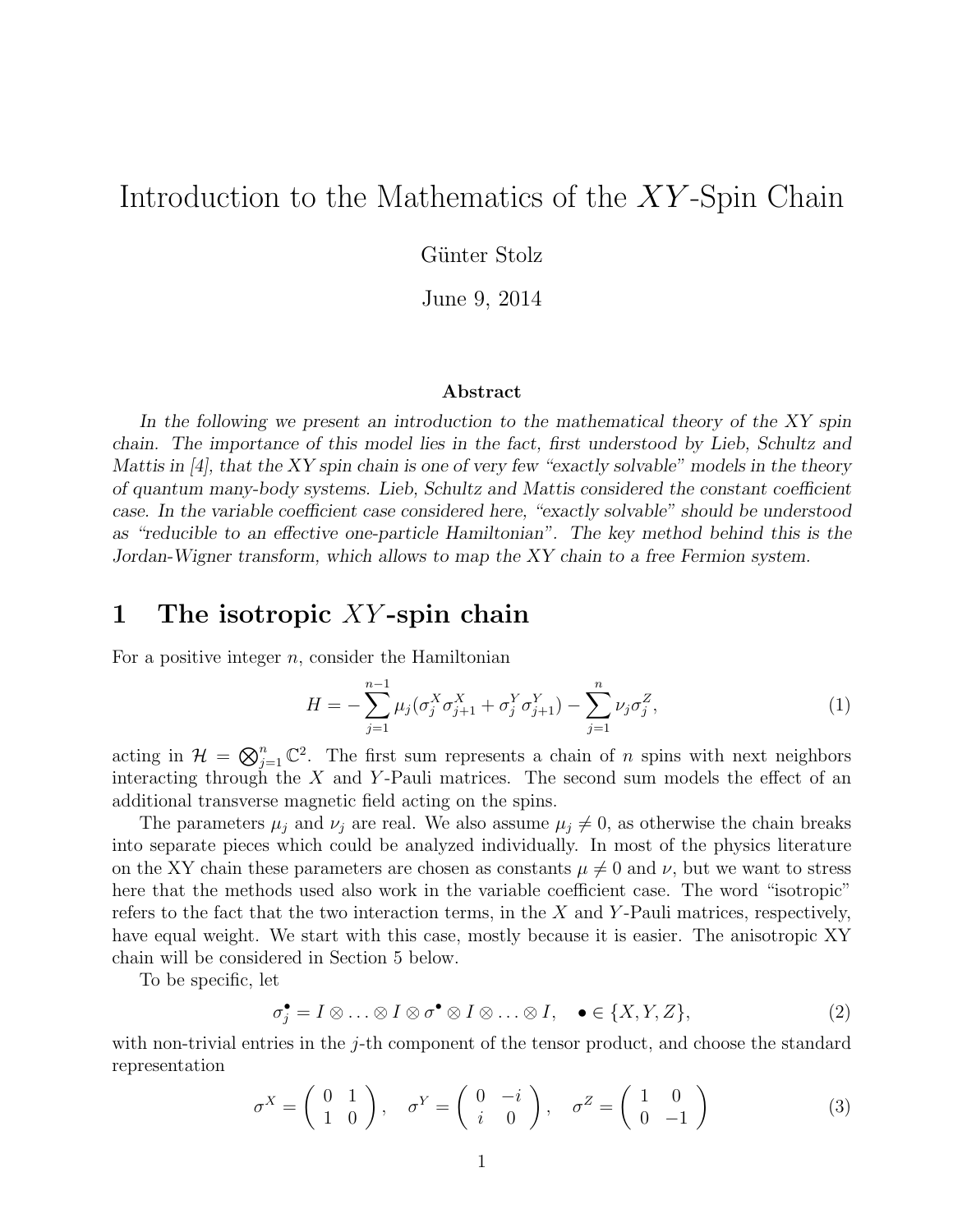# Introduction to the Mathematics of the $XY$-Spin Chain

Günter Stolz

June 9, 2014

### Abstract

*In the following we present an introduction to the mathematical theory of the XY spin chain. The importance of this model lies in the fact, first understood by Lieb, Schultz and Mattis in [4], that the XY spin chain is one of very few "exactly solvable" models in the theory of quantum many-body systems. Lieb, Schultz and Mattis considered the constant coefficient case. In the variable coefficient case considered here, "exactly solvable" should be understood as "reducible to an effective one-particle Hamiltonian". The key method behind this is the Jordan-Wigner transform, which allows to map the XY chain to a free Fermion system.*

## 1 The isotropic $XY$-spin chain

For a positive integer $n$, consider the Hamiltonian

$$H = -\sum_{j=1}^{n-1} \mu_j(\sigma_j^X \sigma_{j+1}^X + \sigma_j^Y \sigma_{j+1}^Y) - \sum_{j=1}^{n} \nu_j \sigma_j^Z, \tag{1}$$

acting in $\mathcal{H} = \bigotimes_{j=1}^n \mathbb{C}^2$. The first sum represents a chain of $n$ spins with next neighbors interacting through the $X$ and $Y$-Pauli matrices. The second sum models the effect of an additional transverse magnetic field acting on the spins.

The parameters $\mu_j$ and $\nu_j$ are real. We also assume $\mu_j \neq 0$, as otherwise the chain breaks into separate pieces which could be analyzed individually. In most of the physics literature on the XY chain these parameters are chosen as constants $\mu \neq 0$ and $\nu$, but we want to stress here that the methods used also work in the variable coefficient case. The word "isotropic" refers to the fact that the two interaction terms, in the $X$ and $Y$-Pauli matrices, respectively, have equal weight. We start with this case, mostly because it is easier. The anisotropic XY chain will be considered in Section 5 below.

To be specific, let

$$\sigma_j^\bullet = I \otimes \ldots \otimes I \otimes \sigma^\bullet \otimes I \otimes \ldots \otimes I, \quad \bullet \in \{X, Y, Z\}, \tag{2}$$

with non-trivial entries in the $j$-th component of the tensor product, and choose the standard representation

$$\sigma^X = \begin{pmatrix} 0 & 1 \\ 1 & 0 \end{pmatrix}, \quad \sigma^Y = \begin{pmatrix} 0 & -i \\ i & 0 \end{pmatrix}, \quad \sigma^Z = \begin{pmatrix} 1 & 0 \\ 0 & -1 \end{pmatrix} \tag{3}$$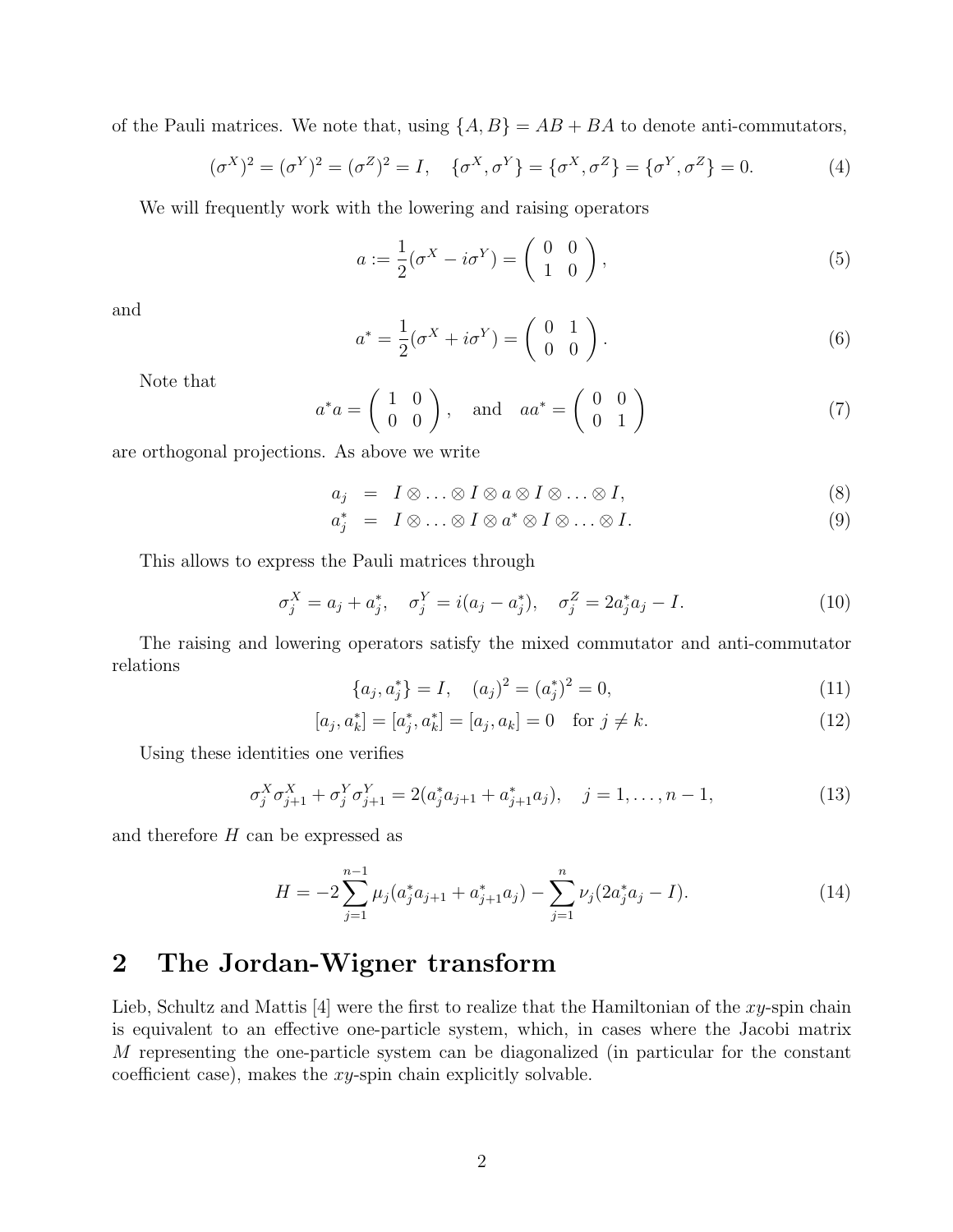of the Pauli matrices. We note that, using $\{A, B\} = AB + BA$ to denote anti-commutators,

$$(\sigma^X)^2 = (\sigma^Y)^2 = (\sigma^Z)^2 = I, \quad \{\sigma^X, \sigma^Y\} = \{\sigma^X, \sigma^Z\} = \{\sigma^Y, \sigma^Z\} = 0. \tag{4}$$

We will frequently work with the lowering and raising operators

$$a := \frac{1}{2}(\sigma^X - i\sigma^Y) = \begin{pmatrix} 0 & 0 \\ 1 & 0 \end{pmatrix}, \tag{5}$$

and

$$a^* = \frac{1}{2}(\sigma^X + i\sigma^Y) = \begin{pmatrix} 0 & 1 \\ 0 & 0 \end{pmatrix}. \tag{6}$$

Note that

$$a^*a = \begin{pmatrix} 1 & 0 \\ 0 & 0 \end{pmatrix}, \quad \text{and} \quad aa^* = \begin{pmatrix} 0 & 0 \\ 0 & 1 \end{pmatrix} \tag{7}$$

are orthogonal projections. As above we write

$$a_j = I \otimes \ldots \otimes I \otimes a \otimes I \otimes \ldots \otimes I, \tag{8}$$

$$a_j^* = I \otimes \ldots \otimes I \otimes a^* \otimes I \otimes \ldots \otimes I. \tag{9}$$

This allows to express the Pauli matrices through

$$\sigma_j^X = a_j + a_j^*, \quad \sigma_j^Y = i(a_j - a_j^*), \quad \sigma_j^Z = 2a_j^*a_j - I. \tag{10}$$

The raising and lowering operators satisfy the mixed commutator and anti-commutator relations

$$\{a_j, a_j^*\} = I, \quad (a_j)^2 = (a_j^*)^2 = 0, \tag{11}$$

$$[a_j, a_k^*] = [a_j^*, a_k^*] = [a_j, a_k] = 0 \quad \text{for } j \neq k. \tag{12}$$

Using these identities one verifies

$$\sigma_j^X \sigma_{j+1}^X + \sigma_j^Y \sigma_{j+1}^Y = 2(a_j^* a_{j+1} + a_{j+1}^* a_j), \quad j = 1, \ldots, n-1, \tag{13}$$

and therefore $H$ can be expressed as

$$H = -2\sum_{j=1}^{n-1} \mu_j (a_j^* a_{j+1} + a_{j+1}^* a_j) - \sum_{j=1}^{n} \nu_j (2a_j^* a_j - I). \tag{14}$$

## 2 The Jordan-Wigner transform

Lieb, Schultz and Mattis [4] were the first to realize that the Hamiltonian of the *xy*-spin chain is equivalent to an effective one-particle system, which, in cases where the Jacobi matrix $M$ representing the one-particle system can be diagonalized (in particular for the constant coefficient case), makes the *xy*-spin chain explicitly solvable.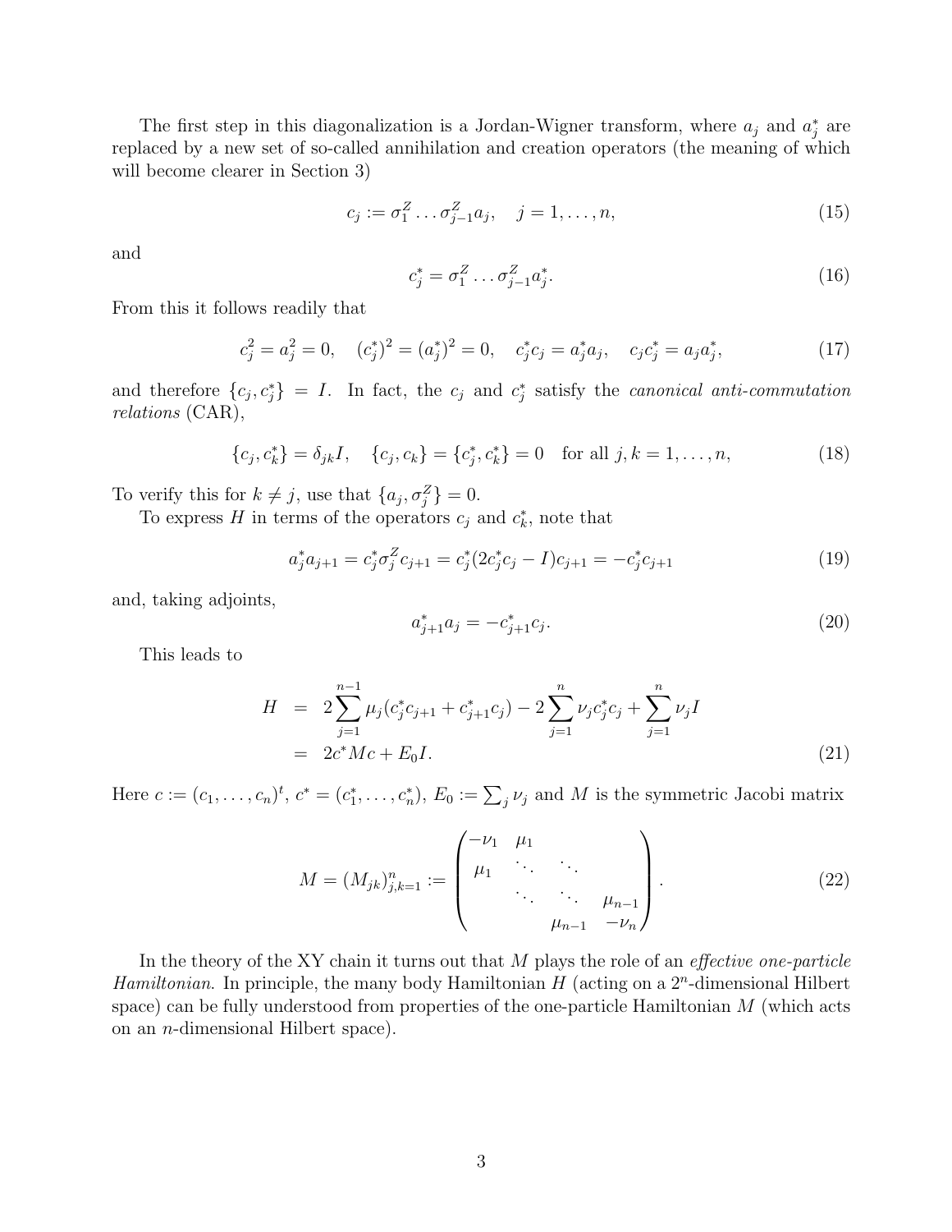The first step in this diagonalization is a Jordan-Wigner transform, where $a_j$ and $a_j^*$ are replaced by a new set of so-called annihilation and creation operators (the meaning of which will become clearer in Section 3)

$$c_j := \sigma_1^Z \dots \sigma_{j-1}^Z a_j, \quad j = 1, \dots, n, \tag{15}$$

and

$$c_j^* = \sigma_1^Z \dots \sigma_{j-1}^Z a_j^*. \tag{16}$$

From this it follows readily that

$$c_j^2 = a_j^2 = 0, \quad (c_j^*)^2 = (a_j^*)^2 = 0, \quad c_j^* c_j = a_j^* a_j, \quad c_j c_j^* = a_j a_j^*, \tag{17}$$

and therefore $\{c_j, c_j^*\} = I$. In fact, the $c_j$ and $c_j^*$ satisfy the *canonical anti-commutation relations* (CAR),

$$\{c_j, c_k^*\} = \delta_{jk} I, \quad \{c_j, c_k\} = \{c_j^*, c_k^*\} = 0 \quad \text{for all } j, k = 1, \dots, n, \tag{18}$$

To verify this for $k \neq j$, use that $\{a_j, \sigma_j^Z\} = 0$.

To express $H$ in terms of the operators $c_j$ and $c_k^*$, note that

$$a_j^* a_{j+1} = c_j^* \sigma_j^Z c_{j+1} = c_j^*(2c_j^* c_j - I) c_{j+1} = -c_j^* c_{j+1} \tag{19}$$

and, taking adjoints,

$$a_{j+1}^* a_j = -c_{j+1}^* c_j. \tag{20}$$

This leads to

$$\begin{aligned} H &= 2\sum_{j=1}^{n-1} \mu_j (c_j^* c_{j+1} + c_{j+1}^* c_j) - 2\sum_{j=1}^{n} \nu_j c_j^* c_j + \sum_{j=1}^{n} \nu_j I \\ &= 2c^* M c + E_0 I. \end{aligned} \tag{21}$$

Here $c := (c_1, \dots, c_n)^t$, $c^* = (c_1^*, \dots, c_n^*)$, $E_0 := \sum_j \nu_j$ and $M$ is the symmetric Jacobi matrix

$$M = (M_{jk})_{j,k=1}^n := \begin{pmatrix} -\nu_1 & \mu_1 & & \\ \mu_1 & \ddots & \ddots & \\ & \ddots & \ddots & \mu_{n-1} \\ & & \mu_{n-1} & -\nu_n \end{pmatrix}. \tag{22}$$

In the theory of the XY chain it turns out that $M$ plays the role of an *effective one-particle Hamiltonian*. In principle, the many body Hamiltonian $H$ (acting on a $2^n$-dimensional Hilbert space) can be fully understood from properties of the one-particle Hamiltonian $M$ (which acts on an $n$-dimensional Hilbert space).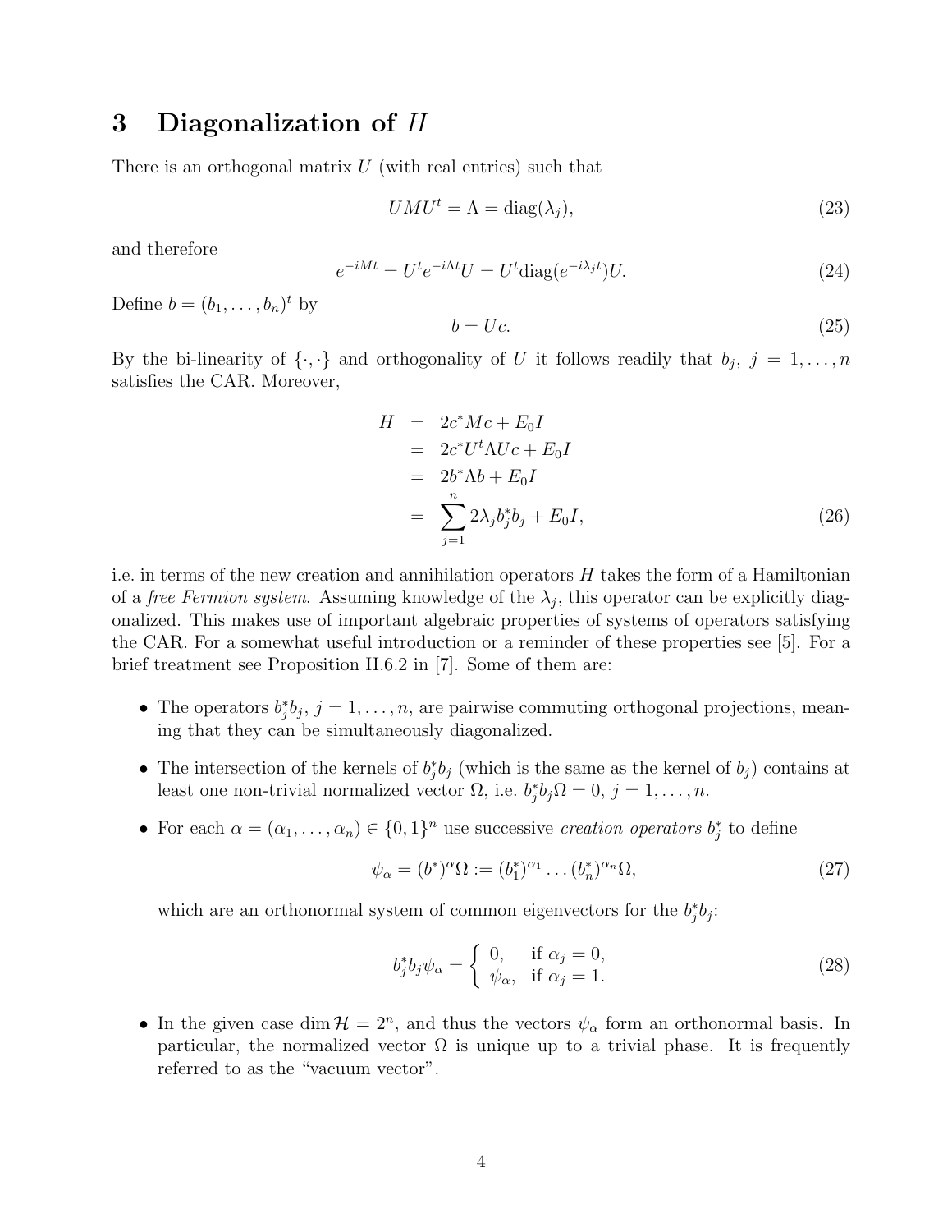## 3 Diagonalization of $H$

There is an orthogonal matrix $U$ (with real entries) such that

$$UMU^t = \Lambda = \mathrm{diag}(\lambda_j), \tag{23}$$

and therefore

$$e^{-iMt} = U^t e^{-i\Lambda t} U = U^t \mathrm{diag}(e^{-i\lambda_j t}) U. \tag{24}$$

Define $b = (b_1, \ldots, b_n)^t$ by

$$b = Uc. \tag{25}$$

By the bi-linearity of $\{\cdot,\cdot\}$ and orthogonality of $U$ it follows readily that $b_j$, $j = 1, \ldots, n$ satisfies the CAR. Moreover,

$$\begin{aligned} H &= 2c^* M c + E_0 I \\ &= 2c^* U^t \Lambda U c + E_0 I \\ &= 2b^* \Lambda b + E_0 I \\ &= \sum_{j=1}^{n} 2\lambda_j b_j^* b_j + E_0 I, \end{aligned} \tag{26}$$

i.e. in terms of the new creation and annihilation operators $H$ takes the form of a Hamiltonian of a *free Fermion system*. Assuming knowledge of the $\lambda_j$, this operator can be explicitly diagonalized. This makes use of important algebraic properties of systems of operators satisfying the CAR. For a somewhat useful introduction or a reminder of these properties see [5]. For a brief treatment see Proposition II.6.2 in [7]. Some of them are:

- The operators $b_j^* b_j$, $j = 1, \ldots, n$, are pairwise commuting orthogonal projections, meaning that they can be simultaneously diagonalized.
- The intersection of the kernels of $b_j^* b_j$ (which is the same as the kernel of $b_j$) contains at least one non-trivial normalized vector $\Omega$, i.e. $b_j^* b_j \Omega = 0$, $j = 1, \ldots, n$.
- For each $\alpha = (\alpha_1, \ldots, \alpha_n) \in \{0,1\}^n$ use successive *creation operators* $b_j^*$ to define

$$\psi_\alpha = (b^*)^\alpha \Omega := (b_1^*)^{\alpha_1} \ldots (b_n^*)^{\alpha_n} \Omega, \tag{27}$$

  which are an orthonormal system of common eigenvectors for the $b_j^* b_j$:

$$b_j^* b_j \psi_\alpha = \begin{cases} 0, & \text{if } \alpha_j = 0, \\ \psi_\alpha, & \text{if } \alpha_j = 1. \end{cases} \tag{28}$$

- In the given case $\dim \mathcal{H} = 2^n$, and thus the vectors $\psi_\alpha$ form an orthonormal basis. In particular, the normalized vector $\Omega$ is unique up to a trivial phase. It is frequently referred to as the "vacuum vector".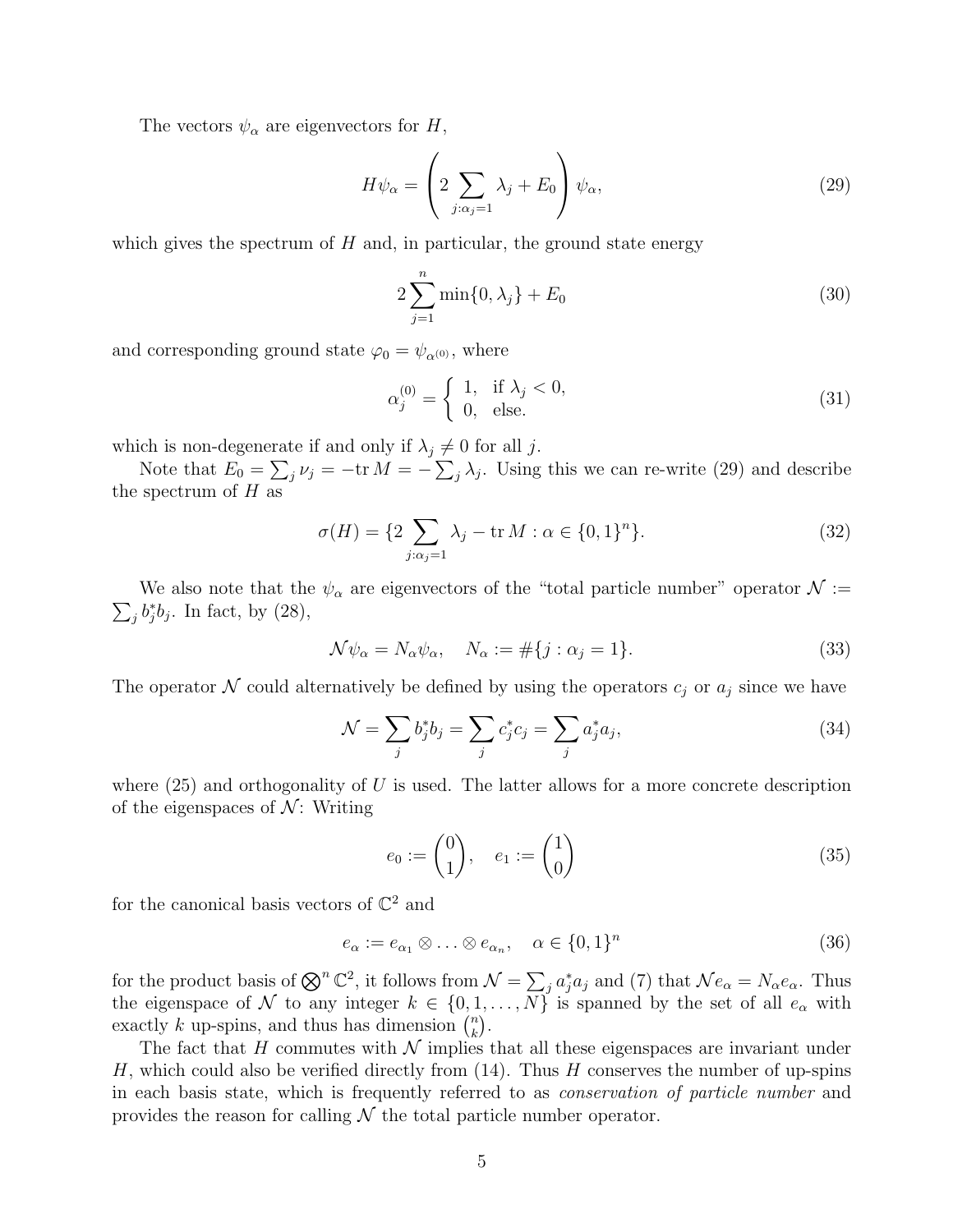The vectors $\psi_\alpha$ are eigenvectors for $H$,

$$H\psi_\alpha = \left( 2 \sum_{j:\alpha_j=1} \lambda_j + E_0 \right) \psi_\alpha, \tag{29}$$

which gives the spectrum of $H$ and, in particular, the ground state energy

$$2 \sum_{j=1}^{n} \min\{0, \lambda_j\} + E_0 \tag{30}$$

and corresponding ground state $\varphi_0 = \psi_{\alpha^{(0)}}$, where

$$\alpha_j^{(0)} = \begin{cases} 1, & \text{if } \lambda_j < 0, \\ 0, & \text{else.} \end{cases} \tag{31}$$

which is non-degenerate if and only if $\lambda_j \neq 0$ for all $j$.

Note that $E_0 = \sum_j \nu_j = -\operatorname{tr} M = -\sum_j \lambda_j$. Using this we can re-write (29) and describe the spectrum of $H$ as

$$\sigma(H) = \{ 2 \sum_{j:\alpha_j=1} \lambda_j - \operatorname{tr} M : \alpha \in \{0,1\}^n \}. \tag{32}$$

We also note that the $\psi_\alpha$ are eigenvectors of the "total particle number" operator $\mathcal{N} := \sum_j b_j^* b_j$. In fact, by (28),

$$\mathcal{N}\psi_\alpha = N_\alpha \psi_\alpha, \quad N_\alpha := \#\{j : \alpha_j = 1\}. \tag{33}$$

The operator $\mathcal{N}$ could alternatively be defined by using the operators $c_j$ or $a_j$ since we have

$$\mathcal{N} = \sum_j b_j^* b_j = \sum_j c_j^* c_j = \sum_j a_j^* a_j, \tag{34}$$

where (25) and orthogonality of $U$ is used. The latter allows for a more concrete description of the eigenspaces of $\mathcal{N}$: Writing

$$e_0 := \begin{pmatrix} 0 \\ 1 \end{pmatrix}, \quad e_1 := \begin{pmatrix} 1 \\ 0 \end{pmatrix} \tag{35}$$

for the canonical basis vectors of $\mathbb{C}^2$ and

$$e_\alpha := e_{\alpha_1} \otimes \ldots \otimes e_{\alpha_n}, \quad \alpha \in \{0,1\}^n \tag{36}$$

for the product basis of $\bigotimes^n \mathbb{C}^2$, it follows from $\mathcal{N} = \sum_j a_j^* a_j$ and (7) that $\mathcal{N} e_\alpha = N_\alpha e_\alpha$. Thus the eigenspace of $\mathcal{N}$ to any integer $k \in \{0, 1, \ldots, N\}$ is spanned by the set of all $e_\alpha$ with exactly $k$ up-spins, and thus has dimension $\binom{n}{k}$.

The fact that $H$ commutes with $\mathcal{N}$ implies that all these eigenspaces are invariant under $H$, which could also be verified directly from (14). Thus $H$ conserves the number of up-spins in each basis state, which is frequently referred to as *conservation of particle number* and provides the reason for calling $\mathcal{N}$ the total particle number operator.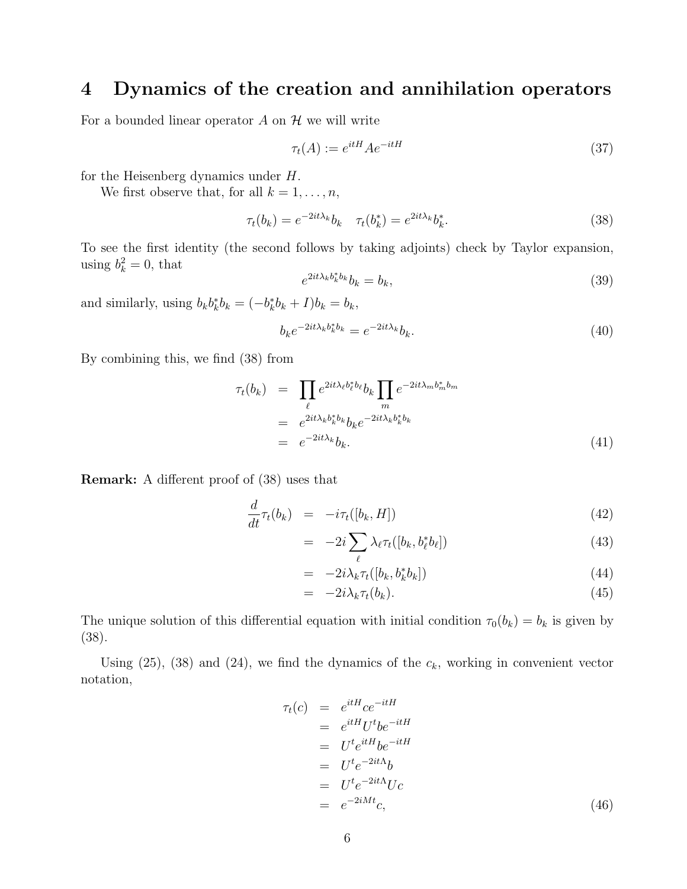## 4 Dynamics of the creation and annihilation operators

For a bounded linear operator $A$ on $\mathcal{H}$ we will write

$$\tau_t(A) := e^{itH} A e^{-itH} \tag{37}$$

for the Heisenberg dynamics under $H$.

We first observe that, for all $k = 1, \ldots, n$,

$$\tau_t(b_k) = e^{-2it\lambda_k} b_k \quad \tau_t(b_k^*) = e^{2it\lambda_k} b_k^*. \tag{38}$$

To see the first identity (the second follows by taking adjoints) check by Taylor expansion, using $b_k^2 = 0$, that

$$e^{2it\lambda_k b_k^* b_k} b_k = b_k, \tag{39}$$

and similarly, using $b_k b_k^* b_k = (-b_k^* b_k + I) b_k = b_k$,

$$b_k e^{-2it\lambda_k b_k^* b_k} = e^{-2it\lambda_k} b_k. \tag{40}$$

By combining this, we find (38) from

$$\begin{aligned} \tau_t(b_k) &= \prod_\ell e^{2it\lambda_\ell b_\ell^* b_\ell} b_k \prod_m e^{-2it\lambda_m b_m^* b_m} \\ &= e^{2it\lambda_k b_k^* b_k} b_k e^{-2it\lambda_k b_k^* b_k} \\ &= e^{-2it\lambda_k} b_k. \end{aligned} \tag{41}$$

**Remark:** A different proof of (38) uses that

$$\begin{aligned} \frac{d}{dt}\tau_t(b_k) &= -i\tau_t([b_k, H]) && (42) \\ &= -2i \sum_\ell \lambda_\ell \tau_t([b_k, b_\ell^* b_\ell]) && (43) \\ &= -2i\lambda_k \tau_t([b_k, b_k^* b_k]) && (44) \\ &= -2i\lambda_k \tau_t(b_k). && (45) \end{aligned}$$

The unique solution of this differential equation with initial condition $\tau_0(b_k) = b_k$ is given by (38).

Using (25), (38) and (24), we find the dynamics of the $c_k$, working in convenient vector notation,

$$\begin{aligned} \tau_t(c) &= e^{itH} c e^{-itH} \\ &= e^{itH} U^t b e^{-itH} \\ &= U^t e^{itH} b e^{-itH} \\ &= U^t e^{-2it\Lambda} b \\ &= U^t e^{-2it\Lambda} U c \\ &= e^{-2iMt} c, \end{aligned} \tag{46}$$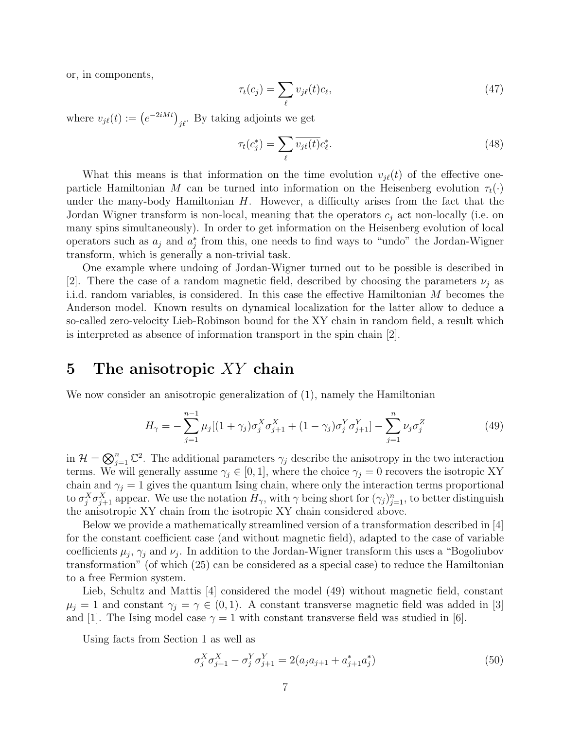or, in components,

$$\tau_t(c_j) = \sum_\ell v_{j\ell}(t) c_\ell, \tag{47}$$

where $v_{j\ell}(t) := \left(e^{-2iMt}\right)_{j\ell}$. By taking adjoints we get

$$\tau_t(c_j^*) = \sum_\ell \overline{v_{j\ell}(t)} c_\ell^*. \tag{48}$$

What this means is that information on the time evolution $v_{j\ell}(t)$ of the effective one-particle Hamiltonian $M$ can be turned into information on the Heisenberg evolution $\tau_t(\cdot)$ under the many-body Hamiltonian $H$. However, a difficulty arises from the fact that the Jordan Wigner transform is non-local, meaning that the operators $c_j$ act non-locally (i.e. on many spins simultaneously). In order to get information on the Heisenberg evolution of local operators such as $a_j$ and $a_j^*$ from this, one needs to find ways to "undo" the Jordan-Wigner transform, which is generally a non-trivial task.

One example where undoing of Jordan-Wigner turned out to be possible is described in [2]. There the case of a random magnetic field, described by choosing the parameters $\nu_j$ as i.i.d. random variables, is considered. In this case the effective Hamiltonian $M$ becomes the Anderson model. Known results on dynamical localization for the latter allow to deduce a so-called zero-velocity Lieb-Robinson bound for the XY chain in random field, a result which is interpreted as absence of information transport in the spin chain [2].

# 5 The anisotropic $XY$ chain

We now consider an anisotropic generalization of (1), namely the Hamiltonian

$$H_\gamma = -\sum_{j=1}^{n-1} \mu_j [(1+\gamma_j)\sigma_j^X \sigma_{j+1}^X + (1-\gamma_j)\sigma_j^Y \sigma_{j+1}^Y] - \sum_{j=1}^{n} \nu_j \sigma_j^Z \tag{49}$$

in $\mathcal{H} = \bigotimes_{j=1}^n \mathbb{C}^2$. The additional parameters $\gamma_j$ describe the anisotropy in the two interaction terms. We will generally assume $\gamma_j \in [0,1]$, where the choice $\gamma_j = 0$ recovers the isotropic XY chain and $\gamma_j = 1$ gives the quantum Ising chain, where only the interaction terms proportional to $\sigma_j^X \sigma_{j+1}^X$ appear. We use the notation $H_\gamma$, with $\gamma$ being short for $(\gamma_j)_{j=1}^n$, to better distinguish the anisotropic XY chain from the isotropic XY chain considered above.

Below we provide a mathematically streamlined version of a transformation described in [4] for the constant coefficient case (and without magnetic field), adapted to the case of variable coefficients $\mu_j$, $\gamma_j$ and $\nu_j$. In addition to the Jordan-Wigner transform this uses a "Bogoliubov transformation" (of which (25) can be considered as a special case) to reduce the Hamiltonian to a free Fermion system.

Lieb, Schultz and Mattis [4] considered the model (49) without magnetic field, constant $\mu_j = 1$ and constant $\gamma_j = \gamma \in (0,1)$. A constant transverse magnetic field was added in [3] and [1]. The Ising model case $\gamma = 1$ with constant transverse field was studied in [6].

Using facts from Section 1 as well as

$$\sigma_j^X \sigma_{j+1}^X - \sigma_j^Y \sigma_{j+1}^Y = 2(a_j a_{j+1} + a_{j+1}^* a_j^*) \tag{50}$$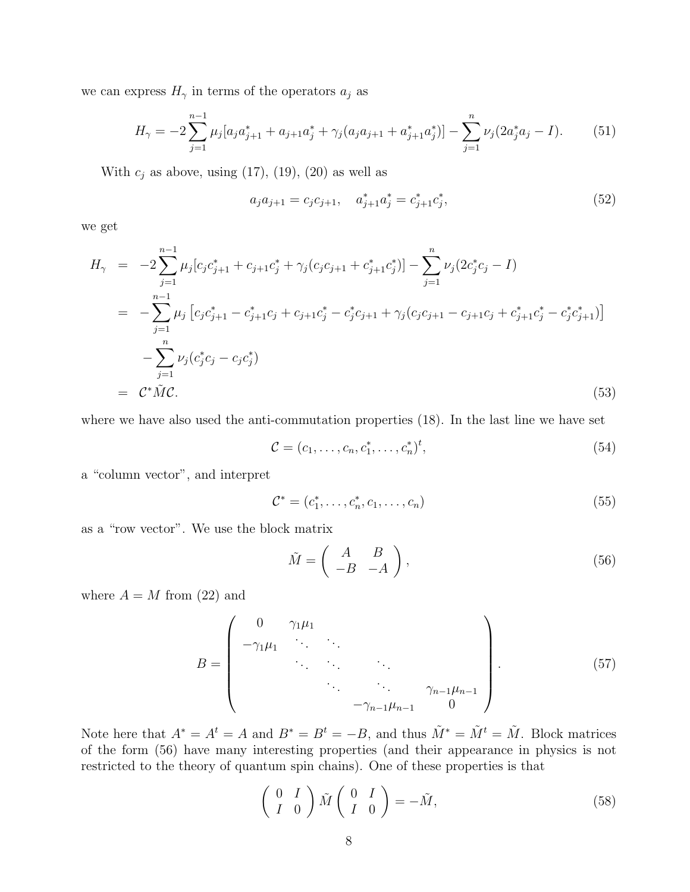we can express $H_\gamma$ in terms of the operators $a_j$ as

$$H_\gamma = -2\sum_{j=1}^{n-1} \mu_j[a_j a_{j+1}^* + a_{j+1}a_j^* + \gamma_j(a_j a_{j+1} + a_{j+1}^* a_j^*)] - \sum_{j=1}^{n} \nu_j(2a_j^* a_j - I). \tag{51}$$

With $c_j$ as above, using (17), (19), (20) as well as

$$a_j a_{j+1} = c_j c_{j+1}, \quad a_{j+1}^* a_j^* = c_{j+1}^* c_j^*, \tag{52}$$

we get

$$\begin{aligned}
H_\gamma &= -2\sum_{j=1}^{n-1} \mu_j[c_j c_{j+1}^* + c_{j+1}c_j^* + \gamma_j(c_j c_{j+1} + c_{j+1}^* c_j^*)] - \sum_{j=1}^{n} \nu_j(2c_j^* c_j - I) \\
&= -\sum_{j=1}^{n-1} \mu_j \left[c_j c_{j+1}^* - c_{j+1}^* c_j + c_{j+1}c_j^* - c_j^* c_{j+1} + \gamma_j(c_j c_{j+1} - c_{j+1}c_j + c_{j+1}^* c_j^* - c_j^* c_{j+1}^*)\right] \\
&\quad - \sum_{j=1}^{n} \nu_j(c_j^* c_j - c_j c_j^*) \\
&= \mathcal{C}^* \tilde{M} \mathcal{C}.
\end{aligned} \tag{53}$$

where we have also used the anti-commutation properties (18). In the last line we have set

$$\mathcal{C} = (c_1, \ldots, c_n, c_1^*, \ldots, c_n^*)^t, \tag{54}$$

a "column vector", and interpret

$$\mathcal{C}^* = (c_1^*, \ldots, c_n^*, c_1, \ldots, c_n) \tag{55}$$

as a "row vector". We use the block matrix

$$\tilde{M} = \begin{pmatrix} A & B \\ -B & -A \end{pmatrix}, \tag{56}$$

where $A = M$ from (22) and

$$B = \begin{pmatrix} 0 & \gamma_1\mu_1 & & & \\ -\gamma_1\mu_1 & \ddots & \ddots & & \\ & \ddots & \ddots & \ddots & \\ & & \ddots & \ddots & \gamma_{n-1}\mu_{n-1} \\ & & & -\gamma_{n-1}\mu_{n-1} & 0 \end{pmatrix}. \tag{57}$$

Note here that $A^* = A^t = A$ and $B^* = B^t = -B$, and thus $\tilde{M}^* = \tilde{M}^t = \tilde{M}$. Block matrices of the form (56) have many interesting properties (and their appearance in physics is not restricted to the theory of quantum spin chains). One of these properties is that

$$\begin{pmatrix} 0 & I \\ I & 0 \end{pmatrix} \tilde{M} \begin{pmatrix} 0 & I \\ I & 0 \end{pmatrix} = -\tilde{M}, \tag{58}$$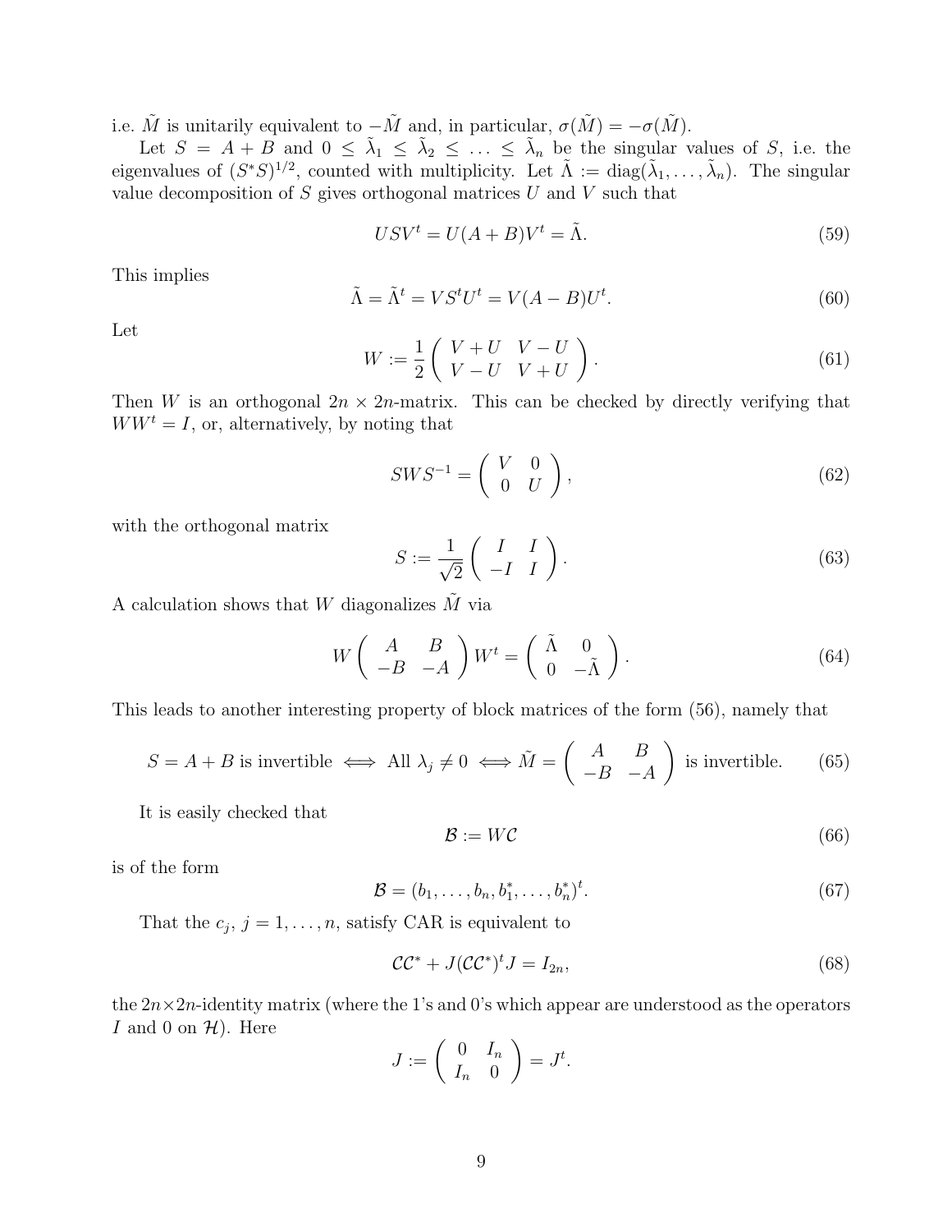i.e. $\tilde{M}$ is unitarily equivalent to $-\tilde{M}$ and, in particular, $\sigma(\tilde{M}) = -\sigma(\tilde{M})$.

Let $S = A + B$ and $0 \leq \tilde{\lambda}_1 \leq \tilde{\lambda}_2 \leq \ldots \leq \tilde{\lambda}_n$ be the singular values of $S$, i.e. the eigenvalues of $(S^*S)^{1/2}$, counted with multiplicity. Let $\tilde{\Lambda} := \mathrm{diag}(\tilde{\lambda}_1, \ldots, \tilde{\lambda}_n)$. The singular value decomposition of $S$ gives orthogonal matrices $U$ and $V$ such that

$$USV^t = U(A+B)V^t = \tilde{\Lambda}. \tag{59}$$

This implies

$$\tilde{\Lambda} = \tilde{\Lambda}^t = VS^tU^t = V(A-B)U^t. \tag{60}$$

Let

$$W := \frac{1}{2}\begin{pmatrix} V+U & V-U \\ V-U & V+U \end{pmatrix}. \tag{61}$$

Then $W$ is an orthogonal $2n \times 2n$-matrix. This can be checked by directly verifying that $WW^t = I$, or, alternatively, by noting that

$$SWS^{-1} = \begin{pmatrix} V & 0 \\ 0 & U \end{pmatrix}, \tag{62}$$

with the orthogonal matrix

$$S := \frac{1}{\sqrt{2}}\begin{pmatrix} I & I \\ -I & I \end{pmatrix}. \tag{63}$$

A calculation shows that $W$ diagonalizes $\tilde{M}$ via

$$W\begin{pmatrix} A & B \\ -B & -A \end{pmatrix}W^t = \begin{pmatrix} \tilde{\Lambda} & 0 \\ 0 & -\tilde{\Lambda} \end{pmatrix}. \tag{64}$$

This leads to another interesting property of block matrices of the form (56), namely that

$$S = A+B \text{ is invertible} \iff \text{All } \lambda_j \neq 0 \iff \tilde{M} = \begin{pmatrix} A & B \\ -B & -A \end{pmatrix} \text{ is invertible.} \tag{65}$$

It is easily checked that

$$\mathcal{B} := W\mathcal{C} \tag{66}$$

is of the form

$$\mathcal{B} = (b_1, \ldots, b_n, b_1^*, \ldots, b_n^*)^t. \tag{67}$$

That the $c_j$, $j = 1, \ldots, n$, satisfy CAR is equivalent to

$$\mathcal{C}\mathcal{C}^* + J(\mathcal{C}\mathcal{C}^*)^tJ = I_{2n}, \tag{68}$$

the $2n \times 2n$-identity matrix (where the 1's and 0's which appear are understood as the operators $I$ and $0$ on $\mathcal{H}$). Here

$$J := \begin{pmatrix} 0 & I_n \\ I_n & 0 \end{pmatrix} = J^t.$$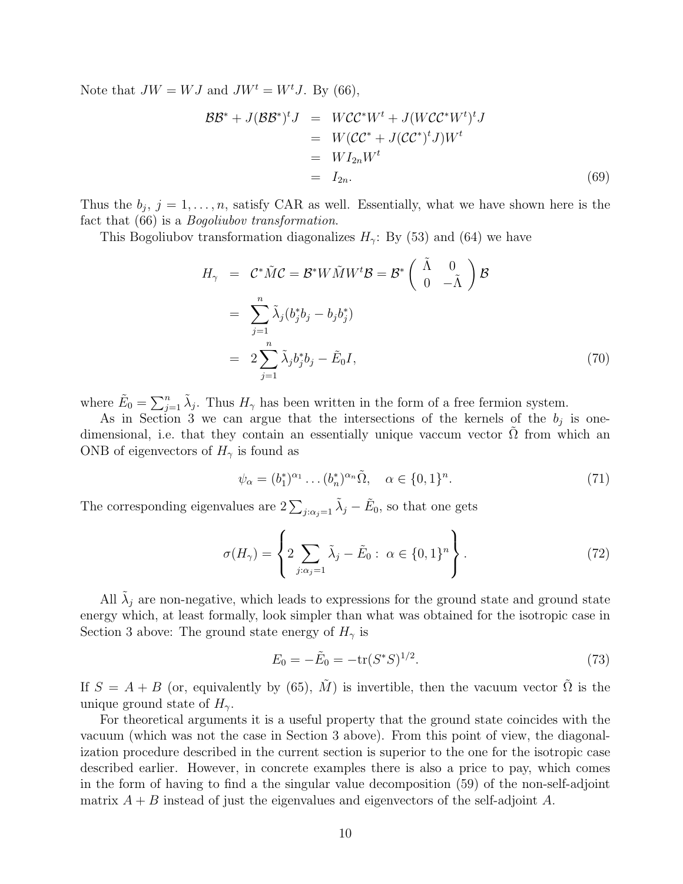Note that $JW = WJ$ and $JW^t = W^tJ$. By (66),

$$
\begin{aligned}
\mathcal{B}\mathcal{B}^* + J(\mathcal{B}\mathcal{B}^*)^t J &= W\mathcal{C}\mathcal{C}^* W^t + J(W\mathcal{C}\mathcal{C}^* W^t)^t J \\
&= W(\mathcal{C}\mathcal{C}^* + J(\mathcal{C}\mathcal{C}^*)^t J)W^t \\
&= W I_{2n} W^t \\
&= I_{2n}.
\end{aligned}
\tag{69}
$$

Thus the $b_j$, $j = 1, \ldots, n$, satisfy CAR as well. Essentially, what we have shown here is the fact that (66) is a *Bogoliubov transformation*.

This Bogoliubov transformation diagonalizes $H_\gamma$: By (53) and (64) we have

$$
\begin{aligned}
H_\gamma &= \mathcal{C}^* \tilde{M} \mathcal{C} = \mathcal{B}^* W \tilde{M} W^t \mathcal{B} = \mathcal{B}^* \begin{pmatrix} \tilde{\Lambda} & 0 \\ 0 & -\tilde{\Lambda} \end{pmatrix} \mathcal{B} \\
&= \sum_{j=1}^n \tilde{\lambda}_j (b_j^* b_j - b_j b_j^*) \\
&= 2 \sum_{j=1}^n \tilde{\lambda}_j b_j^* b_j - \tilde{E}_0 I,
\end{aligned}
\tag{70}
$$

where $\tilde{E}_0 = \sum_{j=1}^n \tilde{\lambda}_j$. Thus $H_\gamma$ has been written in the form of a free fermion system.

As in Section 3 we can argue that the intersections of the kernels of the $b_j$ is one-dimensional, i.e. that they contain an essentially unique vaccum vector $\tilde{\Omega}$ from which an ONB of eigenvectors of $H_\gamma$ is found as

$$
\psi_\alpha = (b_1^*)^{\alpha_1} \ldots (b_n^*)^{\alpha_n} \tilde{\Omega}, \quad \alpha \in \{0,1\}^n. \tag{71}
$$

The corresponding eigenvalues are $2\sum_{j:\alpha_j=1} \tilde{\lambda}_j - \tilde{E}_0$, so that one gets

$$
\sigma(H_\gamma) = \left\{ 2 \sum_{j:\alpha_j=1} \tilde{\lambda}_j - \tilde{E}_0 : \ \alpha \in \{0,1\}^n \right\}. \tag{72}
$$

All $\tilde{\lambda}_j$ are non-negative, which leads to expressions for the ground state and ground state energy which, at least formally, look simpler than what was obtained for the isotropic case in Section 3 above: The ground state energy of $H_\gamma$ is

$$
E_0 = -\tilde{E}_0 = -\mathrm{tr}(S^* S)^{1/2}. \tag{73}
$$

If $S = A + B$ (or, equivalently by (65), $\tilde{M}$) is invertible, then the vacuum vector $\tilde{\Omega}$ is the unique ground state of $H_\gamma$.

For theoretical arguments it is a useful property that the ground state coincides with the vacuum (which was not the case in Section 3 above). From this point of view, the diagonalization procedure described in the current section is superior to the one for the isotropic case described earlier. However, in concrete examples there is also a price to pay, which comes in the form of having to find a the singular value decomposition (59) of the non-self-adjoint matrix $A + B$ instead of just the eigenvalues and eigenvectors of the self-adjoint $A$.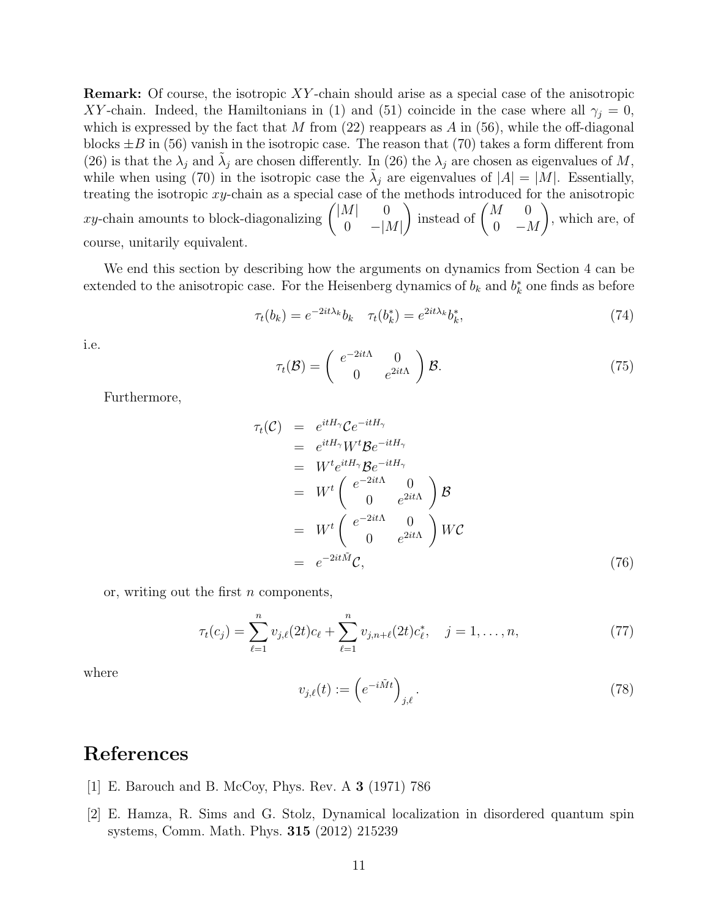**Remark:** Of course, the isotropic $XY$-chain should arise as a special case of the anisotropic $XY$-chain. Indeed, the Hamiltonians in (1) and (51) coincide in the case where all $\gamma_j = 0$, which is expressed by the fact that $M$ from (22) reappears as $A$ in (56), while the off-diagonal blocks $\pm B$ in (56) vanish in the isotropic case. The reason that (70) takes a form different from (26) is that the $\lambda_j$ and $\tilde{\lambda}_j$ are chosen differently. In (26) the $\lambda_j$ are chosen as eigenvalues of $M$, while when using (70) in the isotropic case the $\tilde{\lambda}_j$ are eigenvalues of $|A| = |M|$. Essentially, treating the isotropic $xy$-chain as a special case of the methods introduced for the anisotropic $xy$-chain amounts to block-diagonalizing $\begin{pmatrix} |M| & 0 \\ 0 & -|M| \end{pmatrix}$ instead of $\begin{pmatrix} M & 0 \\ 0 & -M \end{pmatrix}$, which are, of course, unitarily equivalent.

We end this section by describing how the arguments on dynamics from Section 4 can be extended to the anisotropic case. For the Heisenberg dynamics of $b_k$ and $b_k^*$ one finds as before

$$\tau_t(b_k) = e^{-2it\lambda_k} b_k \quad \tau_t(b_k^*) = e^{2it\lambda_k} b_k^*, \tag{74}$$

i.e.

$$\tau_t(\mathcal{B}) = \begin{pmatrix} e^{-2it\Lambda} & 0 \\ 0 & e^{2it\Lambda} \end{pmatrix} \mathcal{B}. \tag{75}$$

Furthermore,

$$\begin{aligned}
\tau_t(\mathcal{C}) &= e^{itH_\gamma} \mathcal{C} e^{-itH_\gamma} \\
&= e^{itH_\gamma} W^t \mathcal{B} e^{-itH_\gamma} \\
&= W^t e^{itH_\gamma} \mathcal{B} e^{-itH_\gamma} \\
&= W^t \begin{pmatrix} e^{-2it\Lambda} & 0 \\ 0 & e^{2it\Lambda} \end{pmatrix} \mathcal{B} \\
&= W^t \begin{pmatrix} e^{-2it\Lambda} & 0 \\ 0 & e^{2it\Lambda} \end{pmatrix} W \mathcal{C} \\
&= e^{-2it\tilde{M}} \mathcal{C},
\end{aligned} \tag{76}$$

or, writing out the first $n$ components,

$$\tau_t(c_j) = \sum_{\ell=1}^n v_{j,\ell}(2t) c_\ell + \sum_{\ell=1}^n v_{j,n+\ell}(2t) c_\ell^*, \quad j = 1, \dots, n, \tag{77}$$

where

$$v_{j,\ell}(t) := \left( e^{-i\tilde{M}t} \right)_{j,\ell}. \tag{78}$$

# References

[1] E. Barouch and B. McCoy, Phys. Rev. A **3** (1971) 786

[2] E. Hamza, R. Sims and G. Stolz, Dynamical localization in disordered quantum spin systems, Comm. Math. Phys. **315** (2012) 215239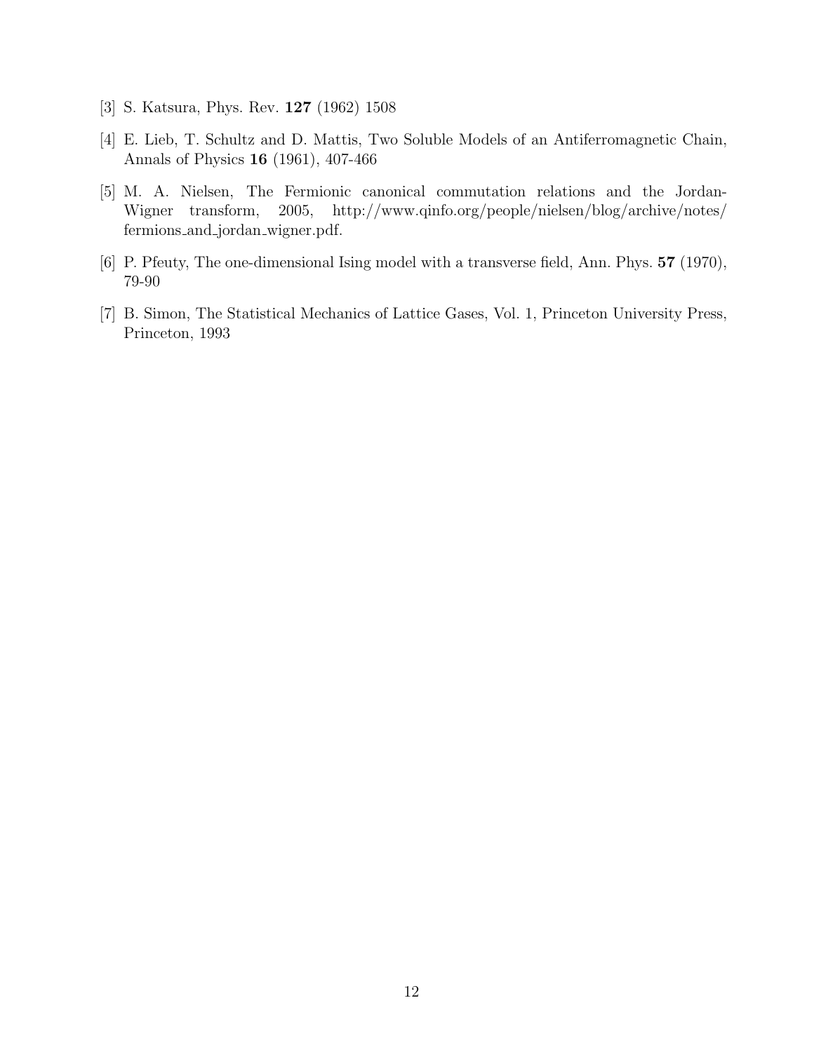[3] S. Katsura, Phys. Rev. **127** (1962) 1508

[4] E. Lieb, T. Schultz and D. Mattis, Two Soluble Models of an Antiferromagnetic Chain, Annals of Physics **16** (1961), 407-466

[5] M. A. Nielsen, The Fermionic canonical commutation relations and the Jordan-Wigner transform, 2005, http://www.qinfo.org/people/nielsen/blog/archive/notes/fermions_and_jordan_wigner.pdf.

[6] P. Pfeuty, The one-dimensional Ising model with a transverse field, Ann. Phys. **57** (1970), 79-90

[7] B. Simon, The Statistical Mechanics of Lattice Gases, Vol. 1, Princeton University Press, Princeton, 1993